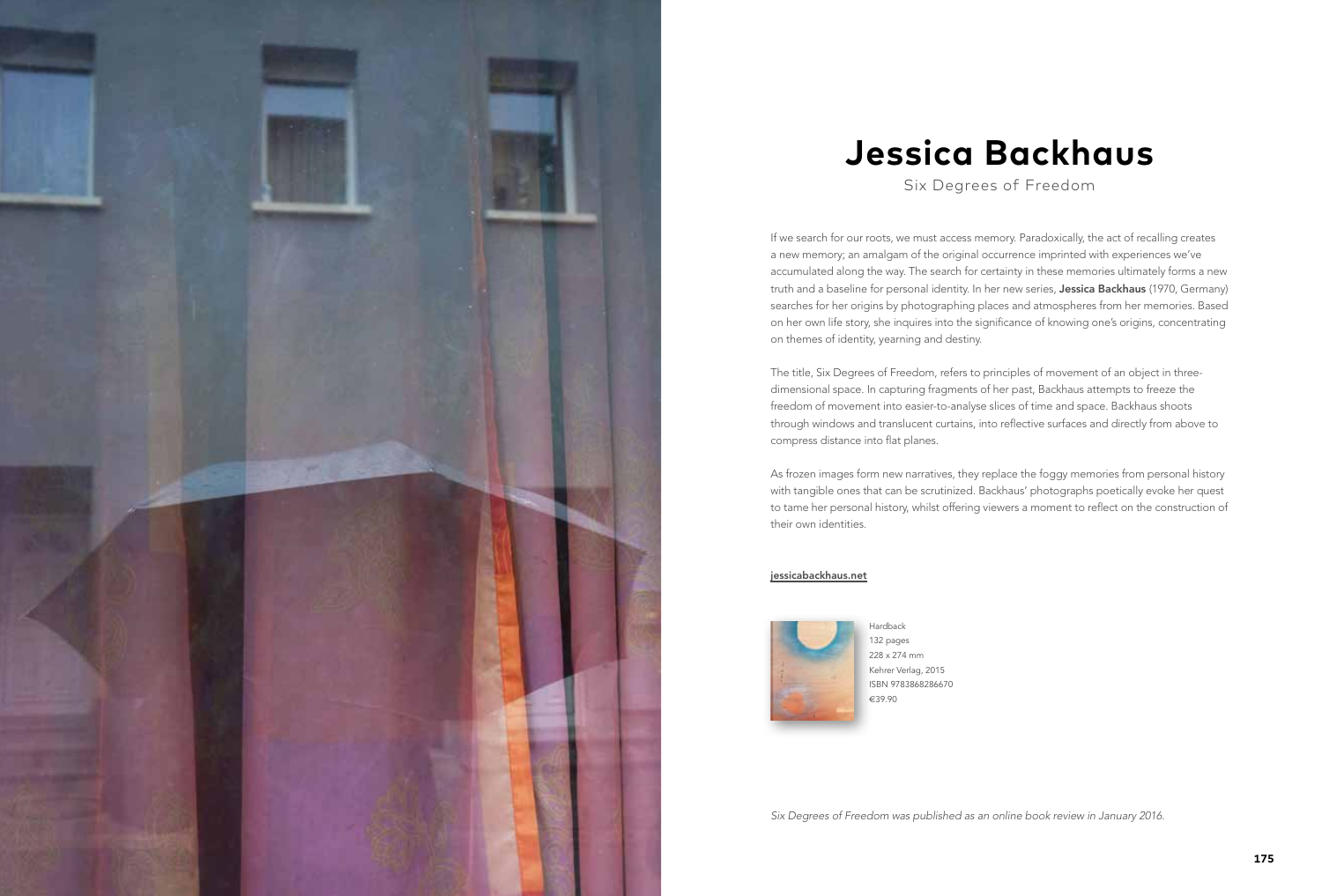# Jessica Backhaus

## Six Degrees of Freedom

If we search for our roots, we must access memory. Paradoxically, the act of recalling creates a new memory; an amalgam of the original occurrence imprinted with experiences we've accumulated along the way. The search for certainty in these memories ultimately forms a new truth and a baseline for personal identity. In her new series, **Jessica Backhaus** (1970, Germany) searches for her origins by photographing places and atmospheres from her memories. Based on her own life story, she inquires into the significance of knowing one's origins, concentrating on themes of identity, yearning and destiny.

The title, Six Degrees of Freedom, refers to principles of movement of an object in three-dimensional space. In capturing fragments of her past, Backhaus attempts to freeze the freedom of movement into easier-to-analyse slices of time and space. Backhaus shoots through windows and translucent curtains, into reflective surfaces and directly from above to compress distance into flat planes.

As frozen images form new narratives, they replace the foggy memories from personal history with tangible ones that can be scrutinized. Backhaus' photographs poetically evoke her quest to tame her personal history, whilst offering viewers a moment to reflect on the construction of their own identities.

jessicabackhaus.net

Hardback
132 pages
228 x 274 mm
Kehrer Verlag, 2015
ISBN 9783868286670
€39.90

*Six Degrees of Freedom was published as an online book review in January 2016.*